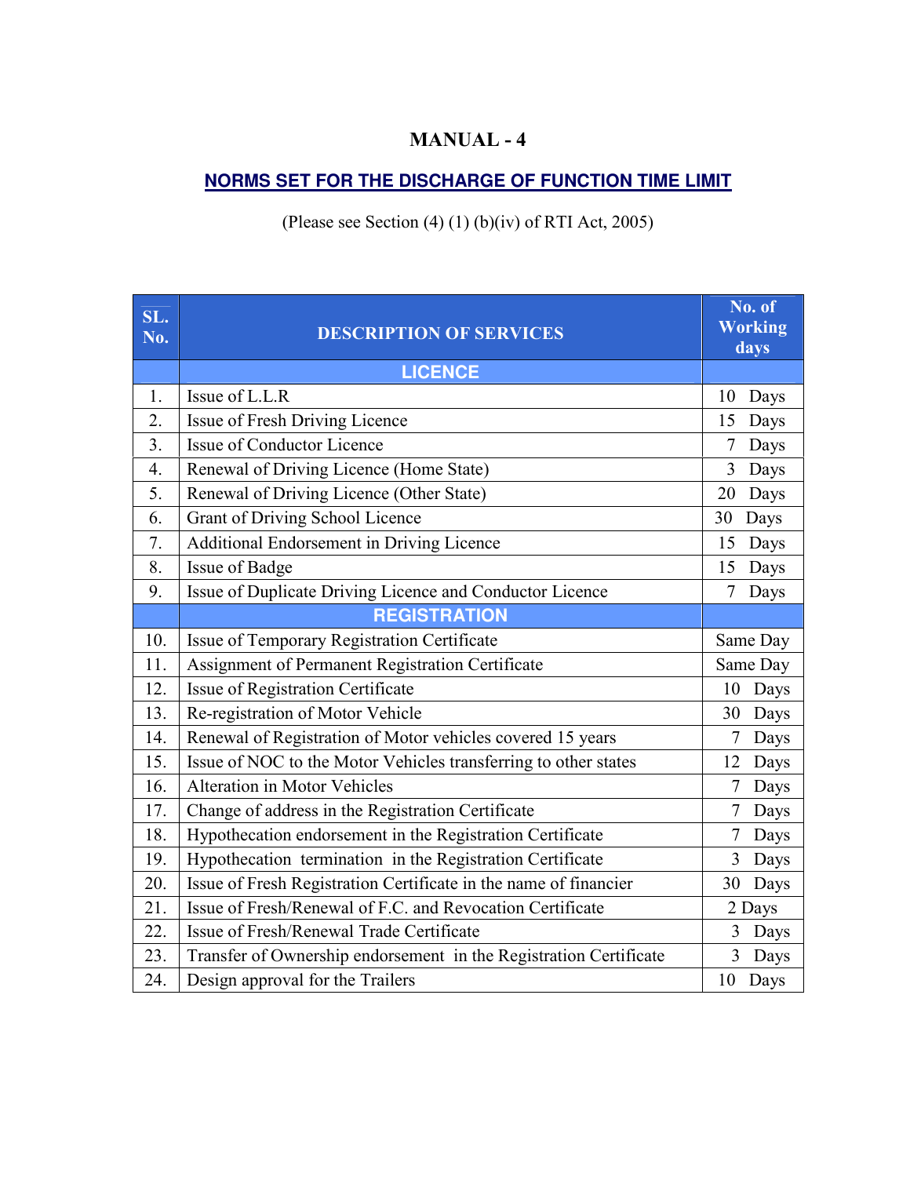# MANUAL - 4

## NORMS SET FOR THE DISCHARGE OF FUNCTION TIME LIMIT

(Please see Section (4) (1) (b)(iv) of RTI Act, 2005)

| SL. No. | DESCRIPTION OF SERVICES | No. of Working days |
|---|---|---|
| | **LICENCE** | |
| 1. | Issue of L.L.R | 10 Days |
| 2. | Issue of Fresh Driving Licence | 15 Days |
| 3. | Issue of Conductor Licence | 7 Days |
| 4. | Renewal of Driving Licence (Home State) | 3 Days |
| 5. | Renewal of Driving Licence (Other State) | 20 Days |
| 6. | Grant of Driving School Licence | 30 Days |
| 7. | Additional Endorsement in Driving Licence | 15 Days |
| 8. | Issue of Badge | 15 Days |
| 9. | Issue of Duplicate Driving Licence and Conductor Licence | 7 Days |
| | **REGISTRATION** | |
| 10. | Issue of Temporary Registration Certificate | Same Day |
| 11. | Assignment of Permanent Registration Certificate | Same Day |
| 12. | Issue of Registration Certificate | 10 Days |
| 13. | Re-registration of Motor Vehicle | 30 Days |
| 14. | Renewal of Registration of Motor vehicles covered 15 years | 7 Days |
| 15. | Issue of NOC to the Motor Vehicles transferring to other states | 12 Days |
| 16. | Alteration in Motor Vehicles | 7 Days |
| 17. | Change of address in the Registration Certificate | 7 Days |
| 18. | Hypothecation endorsement in the Registration Certificate | 7 Days |
| 19. | Hypothecation termination in the Registration Certificate | 3 Days |
| 20. | Issue of Fresh Registration Certificate in the name of financier | 30 Days |
| 21. | Issue of Fresh/Renewal of F.C. and Revocation Certificate | 2 Days |
| 22. | Issue of Fresh/Renewal Trade Certificate | 3 Days |
| 23. | Transfer of Ownership endorsement in the Registration Certificate | 3 Days |
| 24. | Design approval for the Trailers | 10 Days |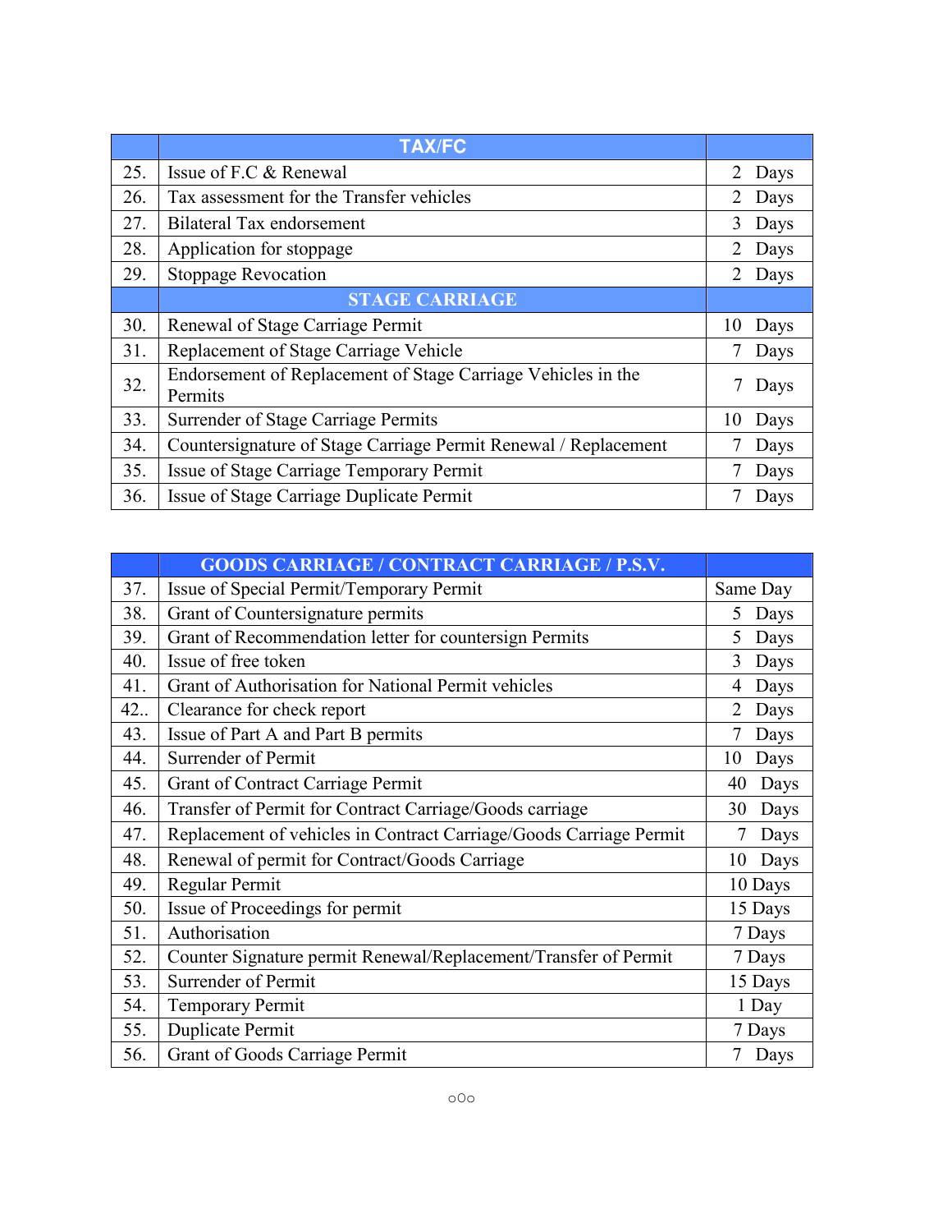| | TAX/FC | |
|---|---|---|
| 25. | Issue of F.C & Renewal | 2 Days |
| 26. | Tax assessment for the Transfer vehicles | 2 Days |
| 27. | Bilateral Tax endorsement | 3 Days |
| 28. | Application for stoppage | 2 Days |
| 29. | Stoppage Revocation | 2 Days |
| | **STAGE CARRIAGE** | |
| 30. | Renewal of Stage Carriage Permit | 10 Days |
| 31. | Replacement of Stage Carriage Vehicle | 7 Days |
| 32. | Endorsement of Replacement of Stage Carriage Vehicles in the Permits | 7 Days |
| 33. | Surrender of Stage Carriage Permits | 10 Days |
| 34. | Countersignature of Stage Carriage Permit Renewal / Replacement | 7 Days |
| 35. | Issue of Stage Carriage Temporary Permit | 7 Days |
| 36. | Issue of Stage Carriage Duplicate Permit | 7 Days |

| | GOODS CARRIAGE / CONTRACT CARRIAGE / P.S.V. | |
|---|---|---|
| 37. | Issue of Special Permit/Temporary Permit | Same Day |
| 38. | Grant of Countersignature permits | 5 Days |
| 39. | Grant of Recommendation letter for countersign Permits | 5 Days |
| 40. | Issue of free token | 3 Days |
| 41. | Grant of Authorisation for National Permit vehicles | 4 Days |
| 42.. | Clearance for check report | 2 Days |
| 43. | Issue of Part A and Part B permits | 7 Days |
| 44. | Surrender of Permit | 10 Days |
| 45. | Grant of Contract Carriage Permit | 40 Days |
| 46. | Transfer of Permit for Contract Carriage/Goods carriage | 30 Days |
| 47. | Replacement of vehicles in Contract Carriage/Goods Carriage Permit | 7 Days |
| 48. | Renewal of permit for Contract/Goods Carriage | 10 Days |
| 49. | Regular Permit | 10 Days |
| 50. | Issue of Proceedings for permit | 15 Days |
| 51. | Authorisation | 7 Days |
| 52. | Counter Signature permit Renewal/Replacement/Transfer of Permit | 7 Days |
| 53. | Surrender of Permit | 15 Days |
| 54. | Temporary Permit | 1 Day |
| 55. | Duplicate Permit | 7 Days |
| 56. | Grant of Goods Carriage Permit | 7 Days |

oOo